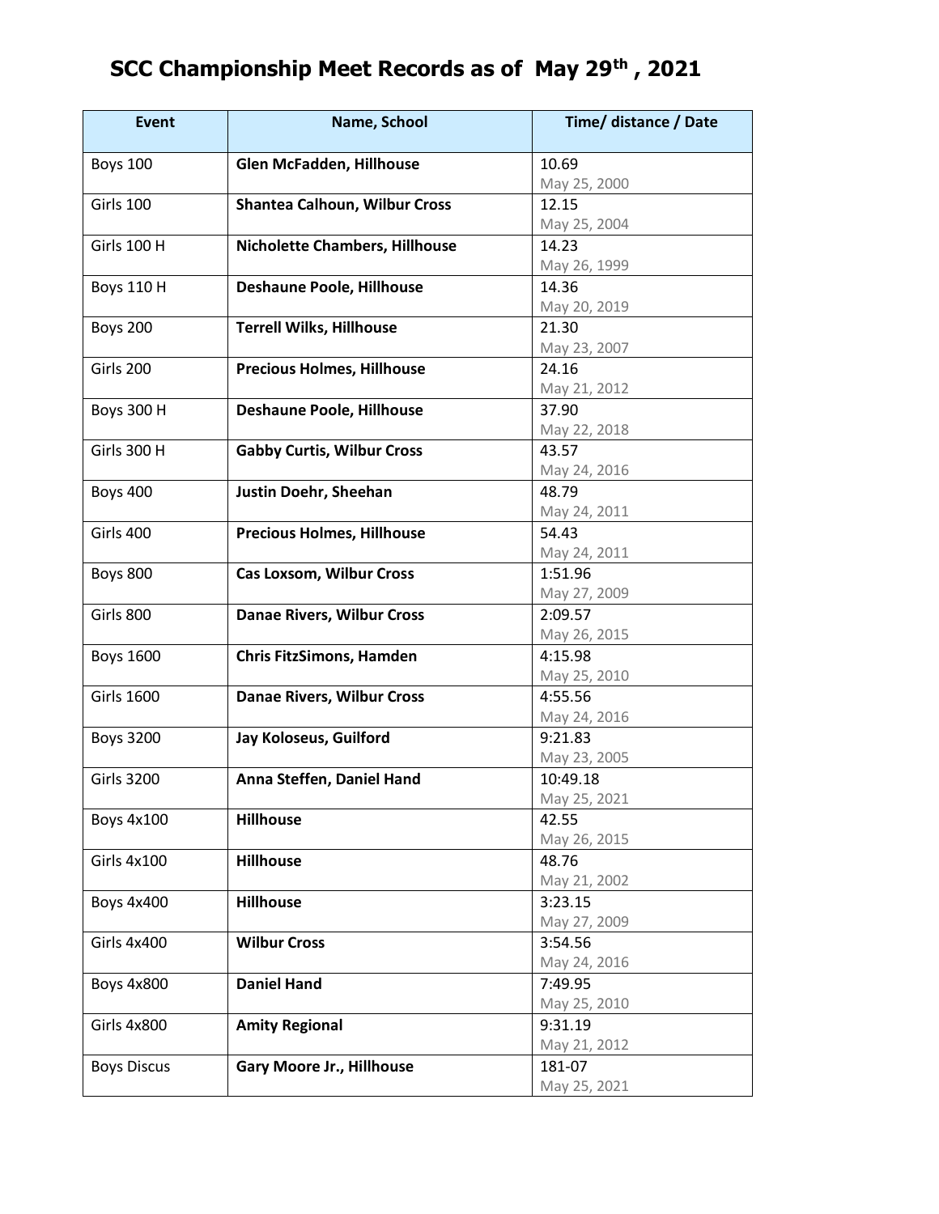# SCC Championship Meet Records as of May 29th, 2021

| Event | Name, School | Time/ distance / Date |
|---|---|---|
| Boys 100 | **Glen McFadden, Hillhouse** | 10.69<br>May 25, 2000 |
| Girls 100 | **Shantea Calhoun, Wilbur Cross** | 12.15<br>May 25, 2004 |
| Girls 100 H | **Nicholette Chambers, Hillhouse** | 14.23<br>May 26, 1999 |
| Boys 110 H | **Deshaune Poole, Hillhouse** | 14.36<br>May 20, 2019 |
| Boys 200 | **Terrell Wilks, Hillhouse** | 21.30<br>May 23, 2007 |
| Girls 200 | **Precious Holmes, Hillhouse** | 24.16<br>May 21, 2012 |
| Boys 300 H | **Deshaune Poole, Hillhouse** | 37.90<br>May 22, 2018 |
| Girls 300 H | **Gabby Curtis, Wilbur Cross** | 43.57<br>May 24, 2016 |
| Boys 400 | **Justin Doehr, Sheehan** | 48.79<br>May 24, 2011 |
| Girls 400 | **Precious Holmes, Hillhouse** | 54.43<br>May 24, 2011 |
| Boys 800 | **Cas Loxsom, Wilbur Cross** | 1:51.96<br>May 27, 2009 |
| Girls 800 | **Danae Rivers, Wilbur Cross** | 2:09.57<br>May 26, 2015 |
| Boys 1600 | **Chris FitzSimons, Hamden** | 4:15.98<br>May 25, 2010 |
| Girls 1600 | **Danae Rivers, Wilbur Cross** | 4:55.56<br>May 24, 2016 |
| Boys 3200 | **Jay Koloseus, Guilford** | 9:21.83<br>May 23, 2005 |
| Girls 3200 | **Anna Steffen, Daniel Hand** | 10:49.18<br>May 25, 2021 |
| Boys 4x100 | **Hillhouse** | 42.55<br>May 26, 2015 |
| Girls 4x100 | **Hillhouse** | 48.76<br>May 21, 2002 |
| Boys 4x400 | **Hillhouse** | 3:23.15<br>May 27, 2009 |
| Girls 4x400 | **Wilbur Cross** | 3:54.56<br>May 24, 2016 |
| Boys 4x800 | **Daniel Hand** | 7:49.95<br>May 25, 2010 |
| Girls 4x800 | **Amity Regional** | 9:31.19<br>May 21, 2012 |
| Boys Discus | **Gary Moore Jr., Hillhouse** | 181-07<br>May 25, 2021 |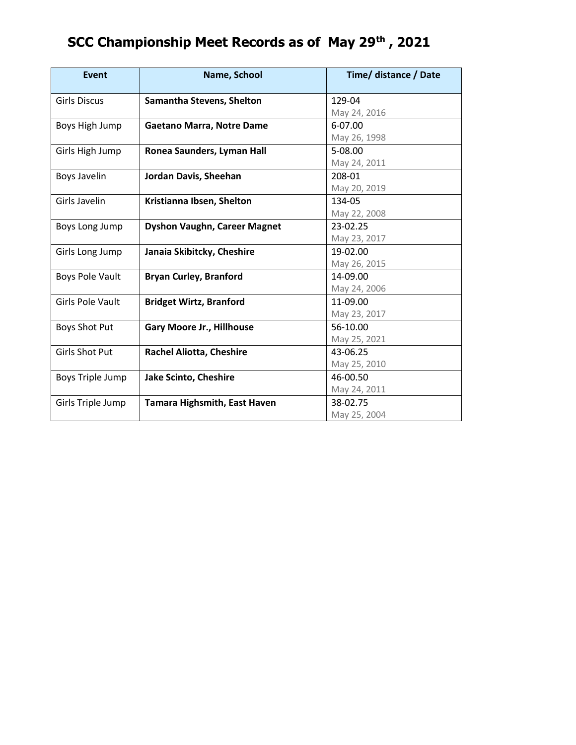# SCC Championship Meet Records as of May 29th, 2021

| Event | Name, School | Time/ distance / Date |
|---|---|---|
| Girls Discus | **Samantha Stevens, Shelton** | 129-04<br>May 24, 2016 |
| Boys High Jump | **Gaetano Marra, Notre Dame** | 6-07.00<br>May 26, 1998 |
| Girls High Jump | **Ronea Saunders, Lyman Hall** | 5-08.00<br>May 24, 2011 |
| Boys Javelin | **Jordan Davis, Sheehan** | 208-01<br>May 20, 2019 |
| Girls Javelin | **Kristianna Ibsen, Shelton** | 134-05<br>May 22, 2008 |
| Boys Long Jump | **Dyshon Vaughn, Career Magnet** | 23-02.25<br>May 23, 2017 |
| Girls Long Jump | **Janaia Skibitcky, Cheshire** | 19-02.00<br>May 26, 2015 |
| Boys Pole Vault | **Bryan Curley, Branford** | 14-09.00<br>May 24, 2006 |
| Girls Pole Vault | **Bridget Wirtz, Branford** | 11-09.00<br>May 23, 2017 |
| Boys Shot Put | **Gary Moore Jr., Hillhouse** | 56-10.00<br>May 25, 2021 |
| Girls Shot Put | **Rachel Aliotta, Cheshire** | 43-06.25<br>May 25, 2010 |
| Boys Triple Jump | **Jake Scinto, Cheshire** | 46-00.50<br>May 24, 2011 |
| Girls Triple Jump | **Tamara Highsmith, East Haven** | 38-02.75<br>May 25, 2004 |